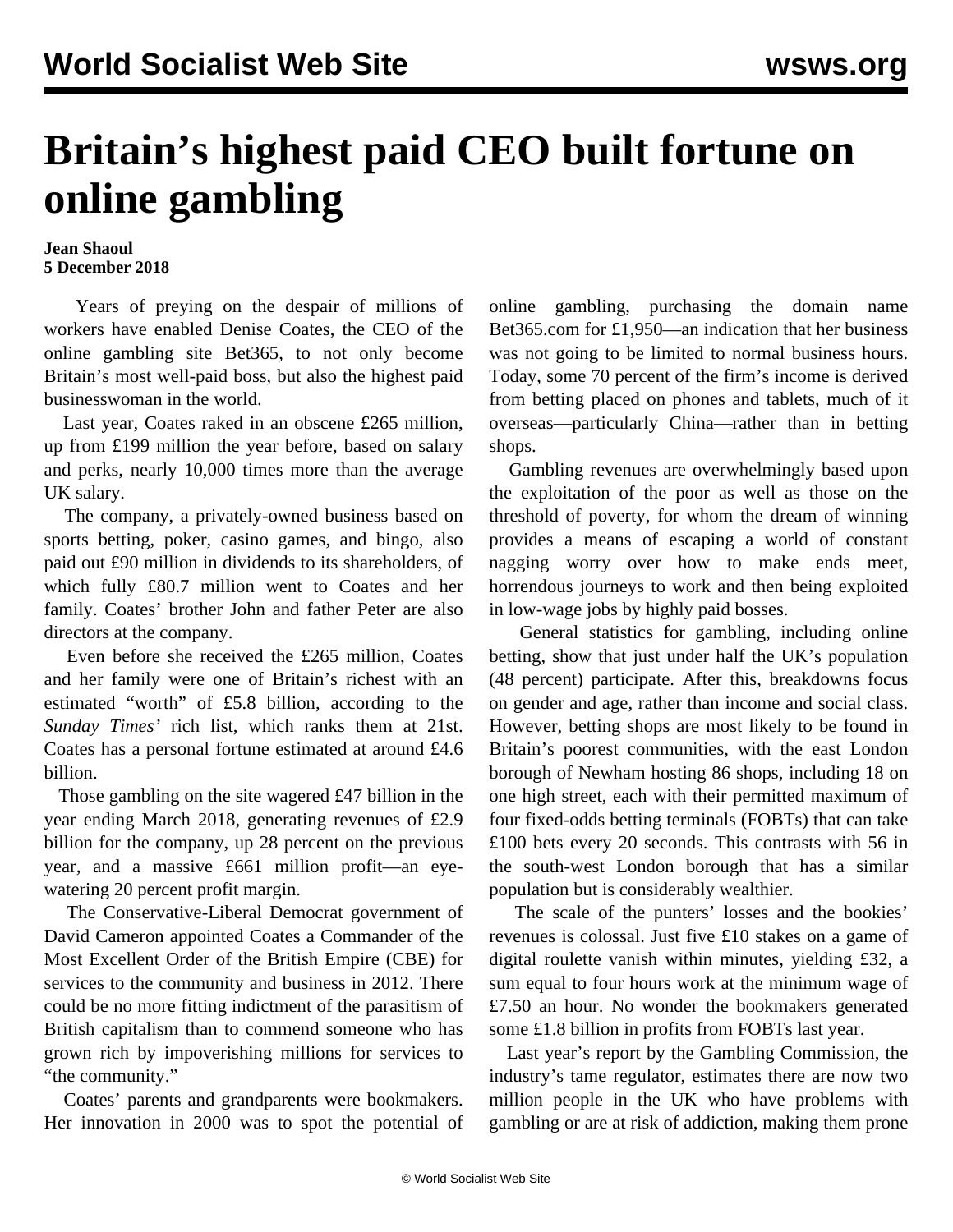# Britain's highest paid CEO built fortune on online gambling

**Jean Shaoul**
**5 December 2018**

Years of preying on the despair of millions of workers have enabled Denise Coates, the CEO of the online gambling site Bet365, to not only become Britain's most well-paid boss, but also the highest paid businesswoman in the world.

Last year, Coates raked in an obscene £265 million, up from £199 million the year before, based on salary and perks, nearly 10,000 times more than the average UK salary.

The company, a privately-owned business based on sports betting, poker, casino games, and bingo, also paid out £90 million in dividends to its shareholders, of which fully £80.7 million went to Coates and her family. Coates' brother John and father Peter are also directors at the company.

Even before she received the £265 million, Coates and her family were one of Britain's richest with an estimated "worth" of £5.8 billion, according to the *Sunday Times'* rich list, which ranks them at 21st. Coates has a personal fortune estimated at around £4.6 billion.

Those gambling on the site wagered £47 billion in the year ending March 2018, generating revenues of £2.9 billion for the company, up 28 percent on the previous year, and a massive £661 million profit—an eye-watering 20 percent profit margin.

The Conservative-Liberal Democrat government of David Cameron appointed Coates a Commander of the Most Excellent Order of the British Empire (CBE) for services to the community and business in 2012. There could be no more fitting indictment of the parasitism of British capitalism than to commend someone who has grown rich by impoverishing millions for services to "the community."

Coates' parents and grandparents were bookmakers. Her innovation in 2000 was to spot the potential of online gambling, purchasing the domain name Bet365.com for £1,950—an indication that her business was not going to be limited to normal business hours. Today, some 70 percent of the firm's income is derived from betting placed on phones and tablets, much of it overseas—particularly China—rather than in betting shops.

Gambling revenues are overwhelmingly based upon the exploitation of the poor as well as those on the threshold of poverty, for whom the dream of winning provides a means of escaping a world of constant nagging worry over how to make ends meet, horrendous journeys to work and then being exploited in low-wage jobs by highly paid bosses.

General statistics for gambling, including online betting, show that just under half the UK's population (48 percent) participate. After this, breakdowns focus on gender and age, rather than income and social class. However, betting shops are most likely to be found in Britain's poorest communities, with the east London borough of Newham hosting 86 shops, including 18 on one high street, each with their permitted maximum of four fixed-odds betting terminals (FOBTs) that can take £100 bets every 20 seconds. This contrasts with 56 in the south-west London borough that has a similar population but is considerably wealthier.

The scale of the punters' losses and the bookies' revenues is colossal. Just five £10 stakes on a game of digital roulette vanish within minutes, yielding £32, a sum equal to four hours work at the minimum wage of £7.50 an hour. No wonder the bookmakers generated some £1.8 billion in profits from FOBTs last year.

Last year's report by the Gambling Commission, the industry's tame regulator, estimates there are now two million people in the UK who have problems with gambling or are at risk of addiction, making them prone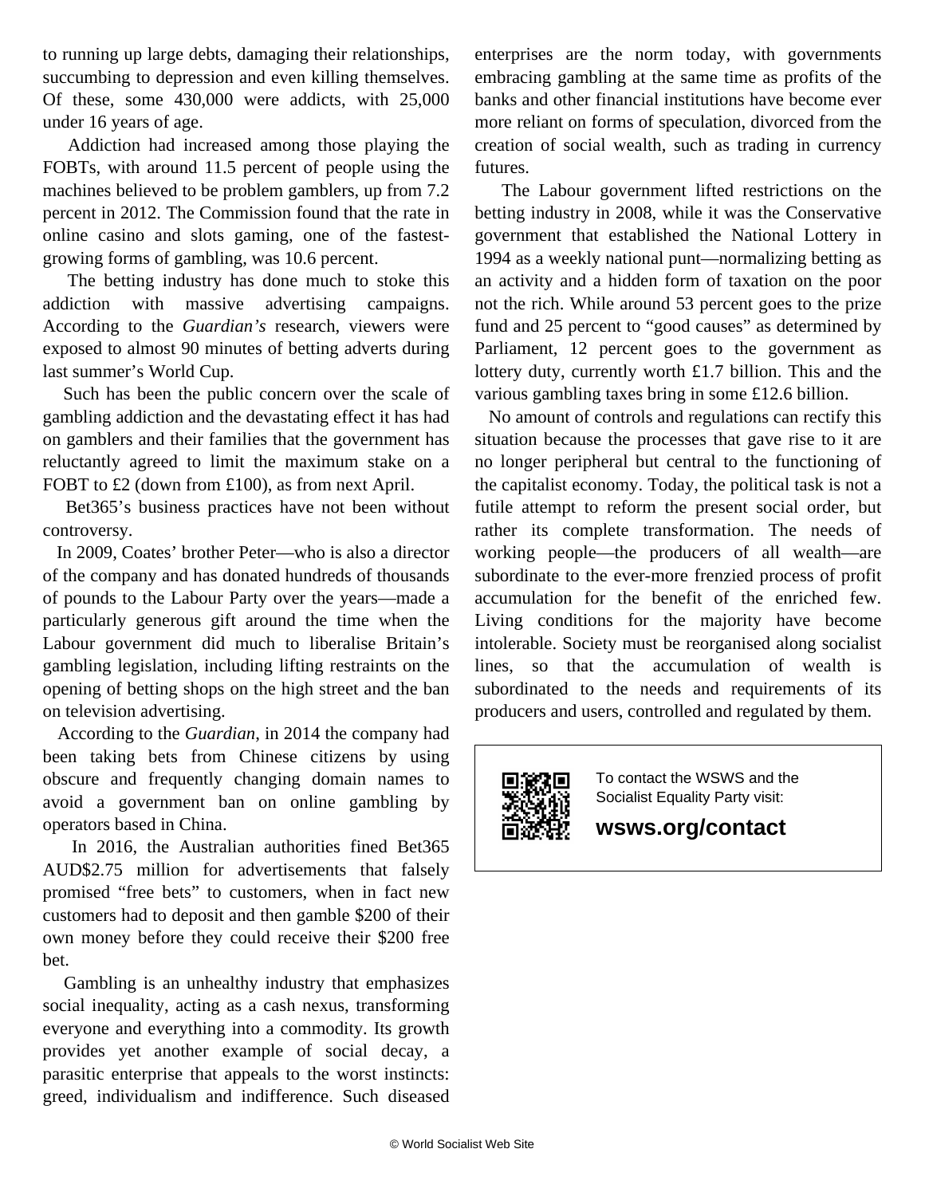to running up large debts, damaging their relationships, succumbing to depression and even killing themselves. Of these, some 430,000 were addicts, with 25,000 under 16 years of age.

Addiction had increased among those playing the FOBTs, with around 11.5 percent of people using the machines believed to be problem gamblers, up from 7.2 percent in 2012. The Commission found that the rate in online casino and slots gaming, one of the fastest-growing forms of gambling, was 10.6 percent.

The betting industry has done much to stoke this addiction with massive advertising campaigns. According to the *Guardian's* research, viewers were exposed to almost 90 minutes of betting adverts during last summer's World Cup.

Such has been the public concern over the scale of gambling addiction and the devastating effect it has had on gamblers and their families that the government has reluctantly agreed to limit the maximum stake on a FOBT to £2 (down from £100), as from next April.

Bet365's business practices have not been without controversy.

In 2009, Coates' brother Peter—who is also a director of the company and has donated hundreds of thousands of pounds to the Labour Party over the years—made a particularly generous gift around the time when the Labour government did much to liberalise Britain's gambling legislation, including lifting restraints on the opening of betting shops on the high street and the ban on television advertising.

According to the *Guardian*, in 2014 the company had been taking bets from Chinese citizens by using obscure and frequently changing domain names to avoid a government ban on online gambling by operators based in China.

In 2016, the Australian authorities fined Bet365 AUD$2.75 million for advertisements that falsely promised "free bets" to customers, when in fact new customers had to deposit and then gamble $200 of their own money before they could receive their $200 free bet.

Gambling is an unhealthy industry that emphasizes social inequality, acting as a cash nexus, transforming everyone and everything into a commodity. Its growth provides yet another example of social decay, a parasitic enterprise that appeals to the worst instincts: greed, individualism and indifference. Such diseased enterprises are the norm today, with governments embracing gambling at the same time as profits of the banks and other financial institutions have become ever more reliant on forms of speculation, divorced from the creation of social wealth, such as trading in currency futures.

The Labour government lifted restrictions on the betting industry in 2008, while it was the Conservative government that established the National Lottery in 1994 as a weekly national punt—normalizing betting as an activity and a hidden form of taxation on the poor not the rich. While around 53 percent goes to the prize fund and 25 percent to "good causes" as determined by Parliament, 12 percent goes to the government as lottery duty, currently worth £1.7 billion. This and the various gambling taxes bring in some £12.6 billion.

No amount of controls and regulations can rectify this situation because the processes that gave rise to it are no longer peripheral but central to the functioning of the capitalist economy. Today, the political task is not a futile attempt to reform the present social order, but rather its complete transformation. The needs of working people—the producers of all wealth—are subordinate to the ever-more frenzied process of profit accumulation for the benefit of the enriched few. Living conditions for the majority have become intolerable. Society must be reorganised along socialist lines, so that the accumulation of wealth is subordinated to the needs and requirements of its producers and users, controlled and regulated by them.

To contact the WSWS and the Socialist Equality Party visit:

**wsws.org/contact**